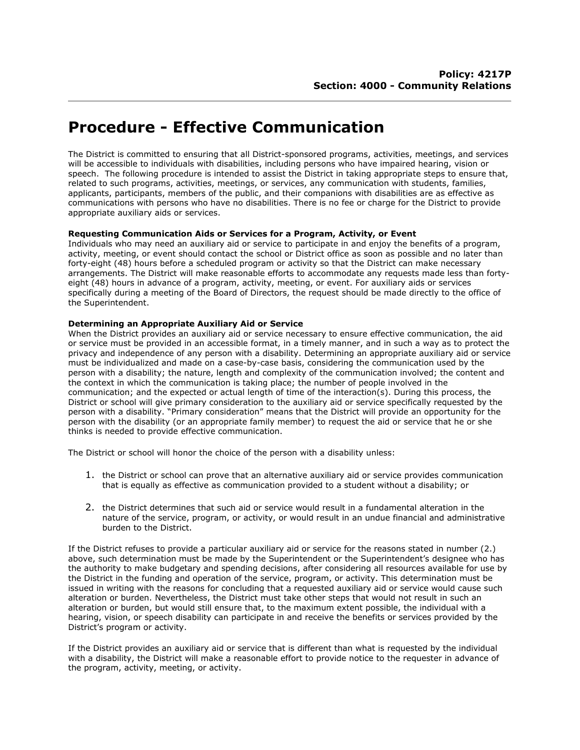**Policy: 4217P**
**Section: 4000 - Community Relations**

# Procedure - Effective Communication

The District is committed to ensuring that all District-sponsored programs, activities, meetings, and services will be accessible to individuals with disabilities, including persons who have impaired hearing, vision or speech. The following procedure is intended to assist the District in taking appropriate steps to ensure that, related to such programs, activities, meetings, or services, any communication with students, families, applicants, participants, members of the public, and their companions with disabilities are as effective as communications with persons who have no disabilities. There is no fee or charge for the District to provide appropriate auxiliary aids or services.

**Requesting Communication Aids or Services for a Program, Activity, or Event**
Individuals who may need an auxiliary aid or service to participate in and enjoy the benefits of a program, activity, meeting, or event should contact the school or District office as soon as possible and no later than forty-eight (48) hours before a scheduled program or activity so that the District can make necessary arrangements. The District will make reasonable efforts to accommodate any requests made less than forty-eight (48) hours in advance of a program, activity, meeting, or event. For auxiliary aids or services specifically during a meeting of the Board of Directors, the request should be made directly to the office of the Superintendent.

**Determining an Appropriate Auxiliary Aid or Service**
When the District provides an auxiliary aid or service necessary to ensure effective communication, the aid or service must be provided in an accessible format, in a timely manner, and in such a way as to protect the privacy and independence of any person with a disability. Determining an appropriate auxiliary aid or service must be individualized and made on a case-by-case basis, considering the communication used by the person with a disability; the nature, length and complexity of the communication involved; the content and the context in which the communication is taking place; the number of people involved in the communication; and the expected or actual length of time of the interaction(s). During this process, the District or school will give primary consideration to the auxiliary aid or service specifically requested by the person with a disability. "Primary consideration" means that the District will provide an opportunity for the person with the disability (or an appropriate family member) to request the aid or service that he or she thinks is needed to provide effective communication.

The District or school will honor the choice of the person with a disability unless:

1. the District or school can prove that an alternative auxiliary aid or service provides communication that is equally as effective as communication provided to a student without a disability; or

2. the District determines that such aid or service would result in a fundamental alteration in the nature of the service, program, or activity, or would result in an undue financial and administrative burden to the District.

If the District refuses to provide a particular auxiliary aid or service for the reasons stated in number (2.) above, such determination must be made by the Superintendent or the Superintendent's designee who has the authority to make budgetary and spending decisions, after considering all resources available for use by the District in the funding and operation of the service, program, or activity. This determination must be issued in writing with the reasons for concluding that a requested auxiliary aid or service would cause such alteration or burden. Nevertheless, the District must take other steps that would not result in such an alteration or burden, but would still ensure that, to the maximum extent possible, the individual with a hearing, vision, or speech disability can participate in and receive the benefits or services provided by the District's program or activity.

If the District provides an auxiliary aid or service that is different than what is requested by the individual with a disability, the District will make a reasonable effort to provide notice to the requester in advance of the program, activity, meeting, or activity.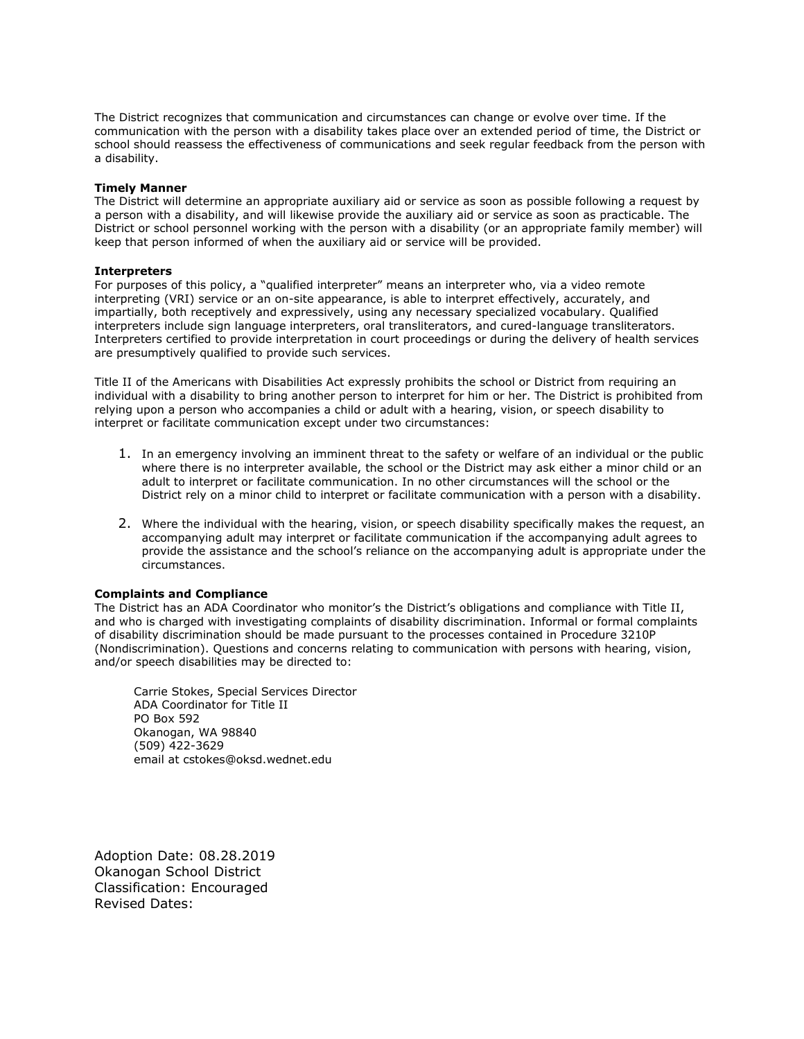The District recognizes that communication and circumstances can change or evolve over time. If the communication with the person with a disability takes place over an extended period of time, the District or school should reassess the effectiveness of communications and seek regular feedback from the person with a disability.

**Timely Manner**
The District will determine an appropriate auxiliary aid or service as soon as possible following a request by a person with a disability, and will likewise provide the auxiliary aid or service as soon as practicable. The District or school personnel working with the person with a disability (or an appropriate family member) will keep that person informed of when the auxiliary aid or service will be provided.

**Interpreters**
For purposes of this policy, a "qualified interpreter" means an interpreter who, via a video remote interpreting (VRI) service or an on-site appearance, is able to interpret effectively, accurately, and impartially, both receptively and expressively, using any necessary specialized vocabulary. Qualified interpreters include sign language interpreters, oral transliterators, and cured-language transliterators. Interpreters certified to provide interpretation in court proceedings or during the delivery of health services are presumptively qualified to provide such services.

Title II of the Americans with Disabilities Act expressly prohibits the school or District from requiring an individual with a disability to bring another person to interpret for him or her. The District is prohibited from relying upon a person who accompanies a child or adult with a hearing, vision, or speech disability to interpret or facilitate communication except under two circumstances:

1. In an emergency involving an imminent threat to the safety or welfare of an individual or the public where there is no interpreter available, the school or the District may ask either a minor child or an adult to interpret or facilitate communication. In no other circumstances will the school or the District rely on a minor child to interpret or facilitate communication with a person with a disability.

2. Where the individual with the hearing, vision, or speech disability specifically makes the request, an accompanying adult may interpret or facilitate communication if the accompanying adult agrees to provide the assistance and the school's reliance on the accompanying adult is appropriate under the circumstances.

**Complaints and Compliance**
The District has an ADA Coordinator who monitor's the District's obligations and compliance with Title II, and who is charged with investigating complaints of disability discrimination. Informal or formal complaints of disability discrimination should be made pursuant to the processes contained in Procedure 3210P (Nondiscrimination). Questions and concerns relating to communication with persons with hearing, vision, and/or speech disabilities may be directed to:

Carrie Stokes, Special Services Director
ADA Coordinator for Title II
PO Box 592
Okanogan, WA 98840
(509) 422-3629
email at cstokes@oksd.wednet.edu

Adoption Date: 08.28.2019
Okanogan School District
Classification: Encouraged
Revised Dates: